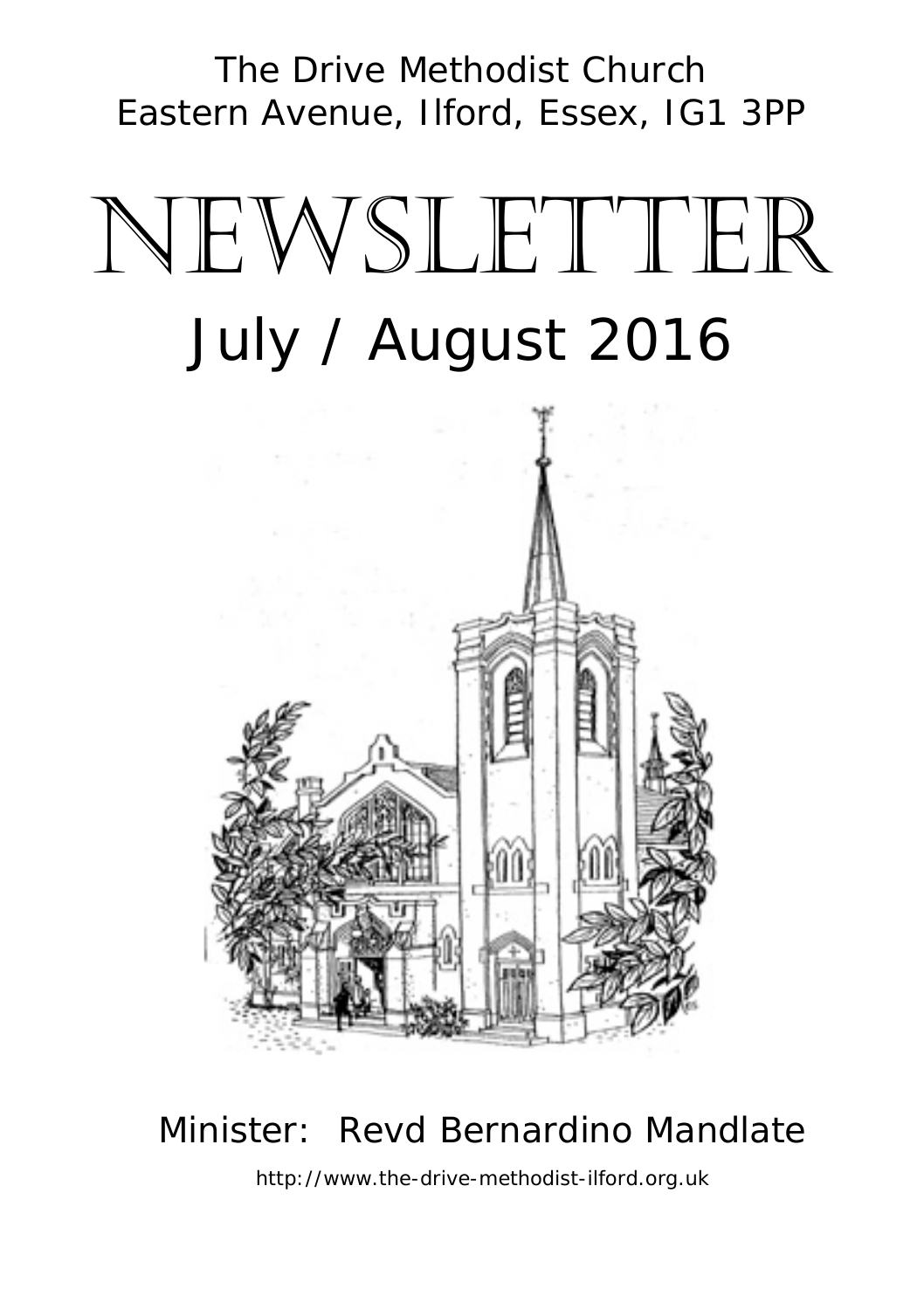The Drive Methodist Church
Eastern Avenue, Ilford, Essex, IG1 3PP

# NEWSLETTER

## July / August 2016

Minister: Revd Bernardino Mandlate

http://www.the-drive-methodist-ilford.org.uk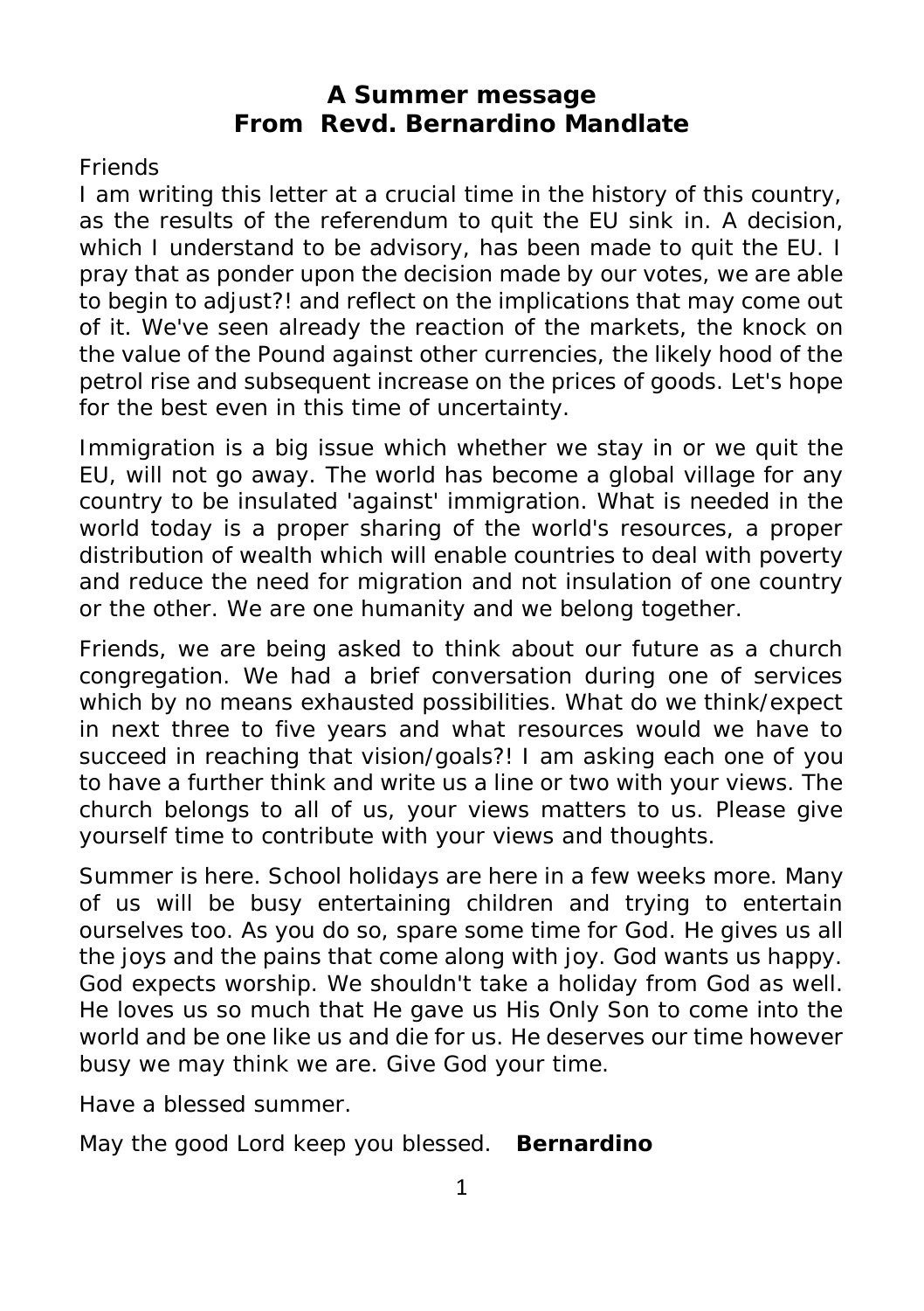## A Summer message
## From Revd. Bernardino Mandlate

Friends

I am writing this letter at a crucial time in the history of this country, as the results of the referendum to quit the EU sink in. A decision, which I understand to be advisory, has been made to quit the EU. I pray that as ponder upon the decision made by our votes, we are able to begin to adjust?! and reflect on the implications that may come out of it. We've seen already the reaction of the markets, the knock on the value of the Pound against other currencies, the likely hood of the petrol rise and subsequent increase on the prices of goods. Let's hope for the best even in this time of uncertainty.

Immigration is a big issue which whether we stay in or we quit the EU, will not go away. The world has become a global village for any country to be insulated 'against' immigration. What is needed in the world today is a proper sharing of the world's resources, a proper distribution of wealth which will enable countries to deal with poverty and reduce the need for migration and not insulation of one country or the other. We are one humanity and we belong together.

Friends, we are being asked to think about our future as a church congregation. We had a brief conversation during one of services which by no means exhausted possibilities. What do we think/expect in next three to five years and what resources would we have to succeed in reaching that vision/goals?! I am asking each one of you to have a further think and write us a line or two with your views. The church belongs to all of us, your views matters to us. Please give yourself time to contribute with your views and thoughts.

Summer is here. School holidays are here in a few weeks more. Many of us will be busy entertaining children and trying to entertain ourselves too. As you do so, spare some time for God. He gives us all the joys and the pains that come along with joy. God wants us happy. God expects worship. We shouldn't take a holiday from God as well. He loves us so much that He gave us His Only Son to come into the world and be one like us and die for us. He deserves our time however busy we may think we are. Give God your time.

Have a blessed summer.

May the good Lord keep you blessed. **Bernardino**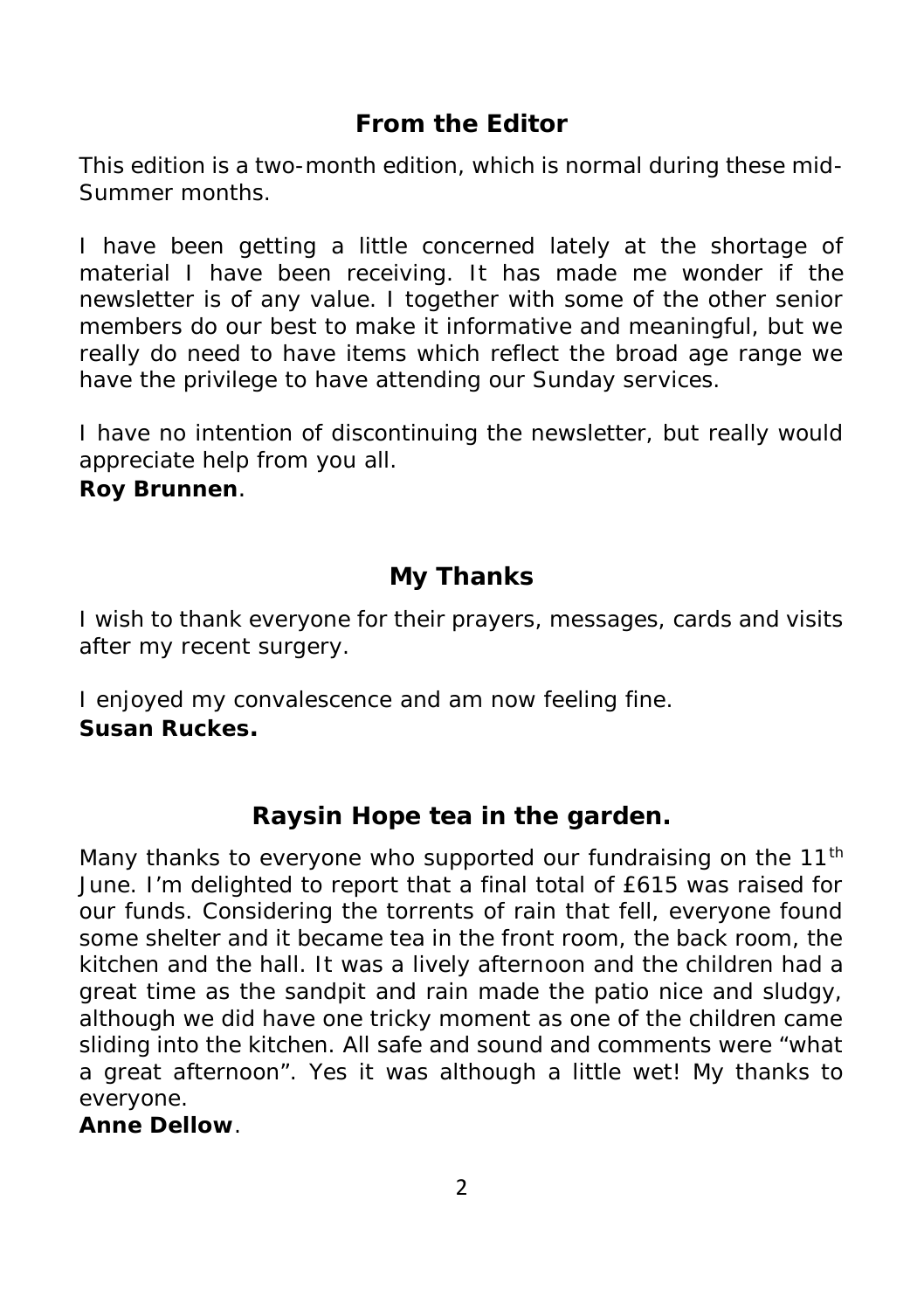## From the Editor

This edition is a two-month edition, which is normal during these mid-Summer months.

I have been getting a little concerned lately at the shortage of material I have been receiving. It has made me wonder if the newsletter is of any value. I together with some of the other senior members do our best to make it informative and meaningful, but we really do need to have items which reflect the broad age range we have the privilege to have attending our Sunday services.

I have no intention of discontinuing the newsletter, but really would appreciate help from you all.

**Roy Brunnen**.

## My Thanks

I wish to thank everyone for their prayers, messages, cards and visits after my recent surgery.

I enjoyed my convalescence and am now feeling fine.

**Susan Ruckes.**

## Raysin Hope tea in the garden.

Many thanks to everyone who supported our fundraising on the 11th June. I'm delighted to report that a final total of £615 was raised for our funds. Considering the torrents of rain that fell, everyone found some shelter and it became tea in the front room, the back room, the kitchen and the hall. It was a lively afternoon and the children had a great time as the sandpit and rain made the patio nice and sludgy, although we did have one tricky moment as one of the children came sliding into the kitchen. All safe and sound and comments were "what a great afternoon". Yes it was although a little wet! My thanks to everyone.

**Anne Dellow**.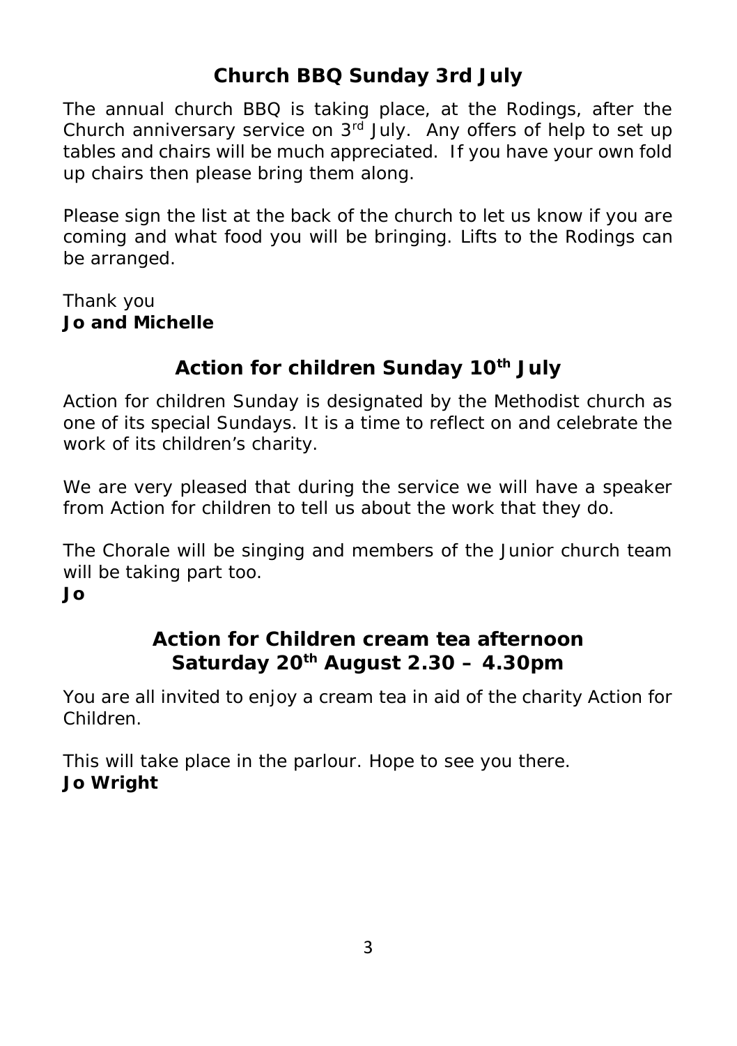## Church BBQ Sunday 3rd July

The annual church BBQ is taking place, at the Rodings, after the Church anniversary service on 3rd July. Any offers of help to set up tables and chairs will be much appreciated. If you have your own fold up chairs then please bring them along.

Please sign the list at the back of the church to let us know if you are coming and what food you will be bringing. Lifts to the Rodings can be arranged.

Thank you
**Jo and Michelle**

## Action for children Sunday 10th July

Action for children Sunday is designated by the Methodist church as one of its special Sundays. It is a time to reflect on and celebrate the work of its children's charity.

We are very pleased that during the service we will have a speaker from Action for children to tell us about the work that they do.

The Chorale will be singing and members of the Junior church team will be taking part too.
**Jo**

## Action for Children cream tea afternoon Saturday 20th August 2.30 – 4.30pm

You are all invited to enjoy a cream tea in aid of the charity Action for Children.

This will take place in the parlour. Hope to see you there.
**Jo Wright**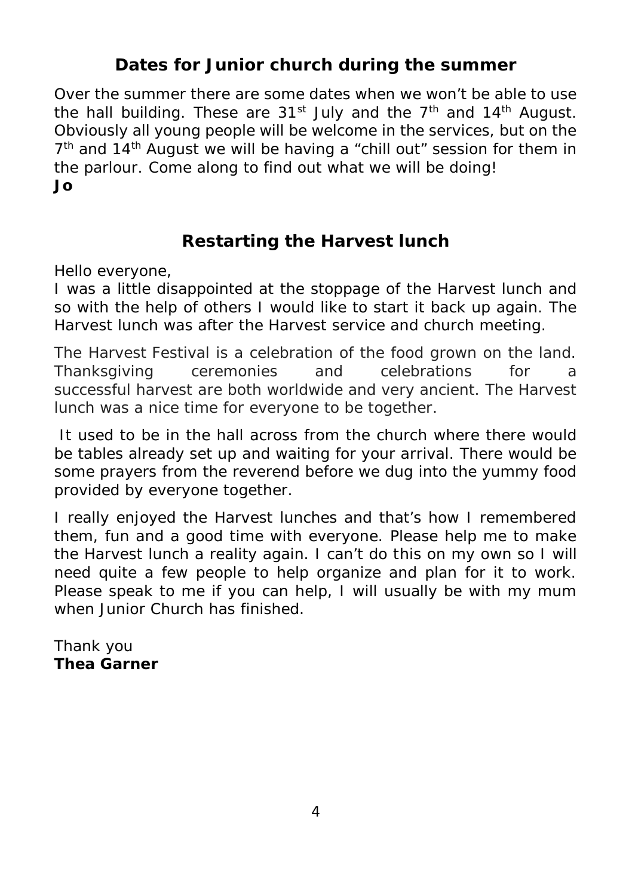## Dates for Junior church during the summer

Over the summer there are some dates when we won't be able to use the hall building. These are 31st July and the 7th and 14th August. Obviously all young people will be welcome in the services, but on the 7th and 14th August we will be having a "chill out" session for them in the parlour. Come along to find out what we will be doing!

**Jo**

## Restarting the Harvest lunch

Hello everyone,

I was a little disappointed at the stoppage of the Harvest lunch and so with the help of others I would like to start it back up again. The Harvest lunch was after the Harvest service and church meeting.

The Harvest Festival is a celebration of the food grown on the land. Thanksgiving ceremonies and celebrations for a successful harvest are both worldwide and very ancient. The Harvest lunch was a nice time for everyone to be together.

It used to be in the hall across from the church where there would be tables already set up and waiting for your arrival. There would be some prayers from the reverend before we dug into the yummy food provided by everyone together.

I really enjoyed the Harvest lunches and that's how I remembered them, fun and a good time with everyone. Please help me to make the Harvest lunch a reality again. I can't do this on my own so I will need quite a few people to help organize and plan for it to work. Please speak to me if you can help, I will usually be with my mum when Junior Church has finished.

Thank you

**Thea Garner**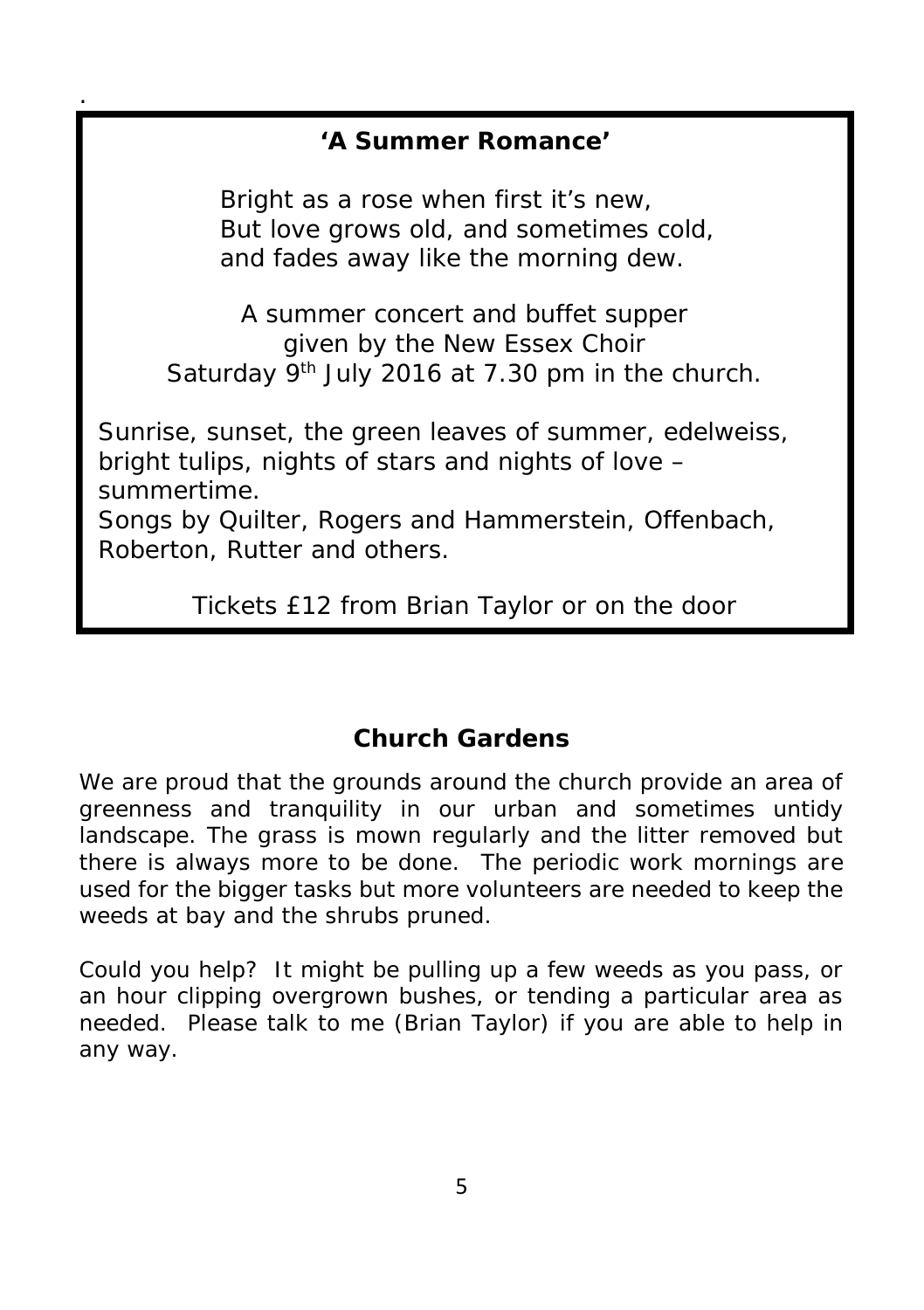## 'A Summer Romance'

Bright as a rose when first it's new,
But love grows old, and sometimes cold,
and fades away like the morning dew.

A summer concert and buffet supper
given by the New Essex Choir
Saturday 9th July 2016 at 7.30 pm in the church.

Sunrise, sunset, the green leaves of summer, edelweiss, bright tulips, nights of stars and nights of love – summertime.
Songs by Quilter, Rogers and Hammerstein, Offenbach, Roberton, Rutter and others.

Tickets £12 from Brian Taylor or on the door

## Church Gardens

We are proud that the grounds around the church provide an area of greenness and tranquility in our urban and sometimes untidy landscape. The grass is mown regularly and the litter removed but there is always more to be done. The periodic work mornings are used for the bigger tasks but more volunteers are needed to keep the weeds at bay and the shrubs pruned.

Could you help? It might be pulling up a few weeds as you pass, or an hour clipping overgrown bushes, or tending a particular area as needed. Please talk to me (Brian Taylor) if you are able to help in any way.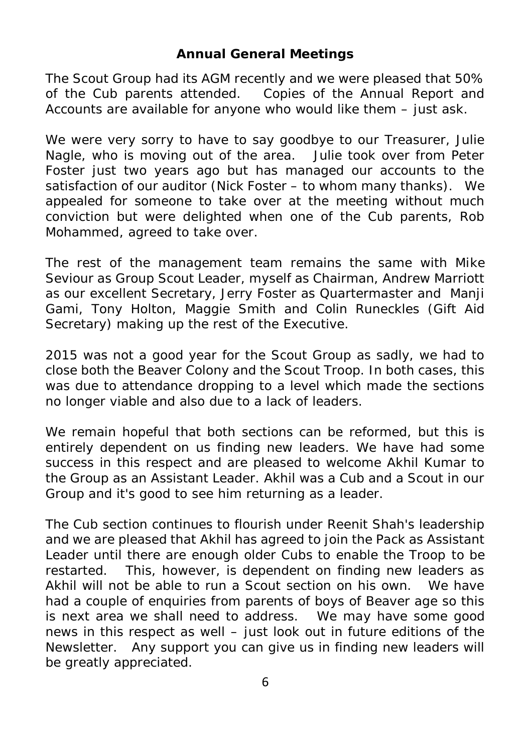## Annual General Meetings

The Scout Group had its AGM recently and we were pleased that 50% of the Cub parents attended. Copies of the Annual Report and Accounts are available for anyone who would like them – just ask.

We were very sorry to have to say goodbye to our Treasurer, Julie Nagle, who is moving out of the area. Julie took over from Peter Foster just two years ago but has managed our accounts to the satisfaction of our auditor (Nick Foster – to whom many thanks). We appealed for someone to take over at the meeting without much conviction but were delighted when one of the Cub parents, Rob Mohammed, agreed to take over.

The rest of the management team remains the same with Mike Seviour as Group Scout Leader, myself as Chairman, Andrew Marriott as our excellent Secretary, Jerry Foster as Quartermaster and Manji Gami, Tony Holton, Maggie Smith and Colin Runeckles (Gift Aid Secretary) making up the rest of the Executive.

2015 was not a good year for the Scout Group as sadly, we had to close both the Beaver Colony and the Scout Troop. In both cases, this was due to attendance dropping to a level which made the sections no longer viable and also due to a lack of leaders.

We remain hopeful that both sections can be reformed, but this is entirely dependent on us finding new leaders. We have had some success in this respect and are pleased to welcome Akhil Kumar to the Group as an Assistant Leader. Akhil was a Cub and a Scout in our Group and it's good to see him returning as a leader.

The Cub section continues to flourish under Reenit Shah's leadership and we are pleased that Akhil has agreed to join the Pack as Assistant Leader until there are enough older Cubs to enable the Troop to be restarted. This, however, is dependent on finding new leaders as Akhil will not be able to run a Scout section on his own. We have had a couple of enquiries from parents of boys of Beaver age so this is next area we shall need to address. We may have some good news in this respect as well – just look out in future editions of the Newsletter. Any support you can give us in finding new leaders will be greatly appreciated.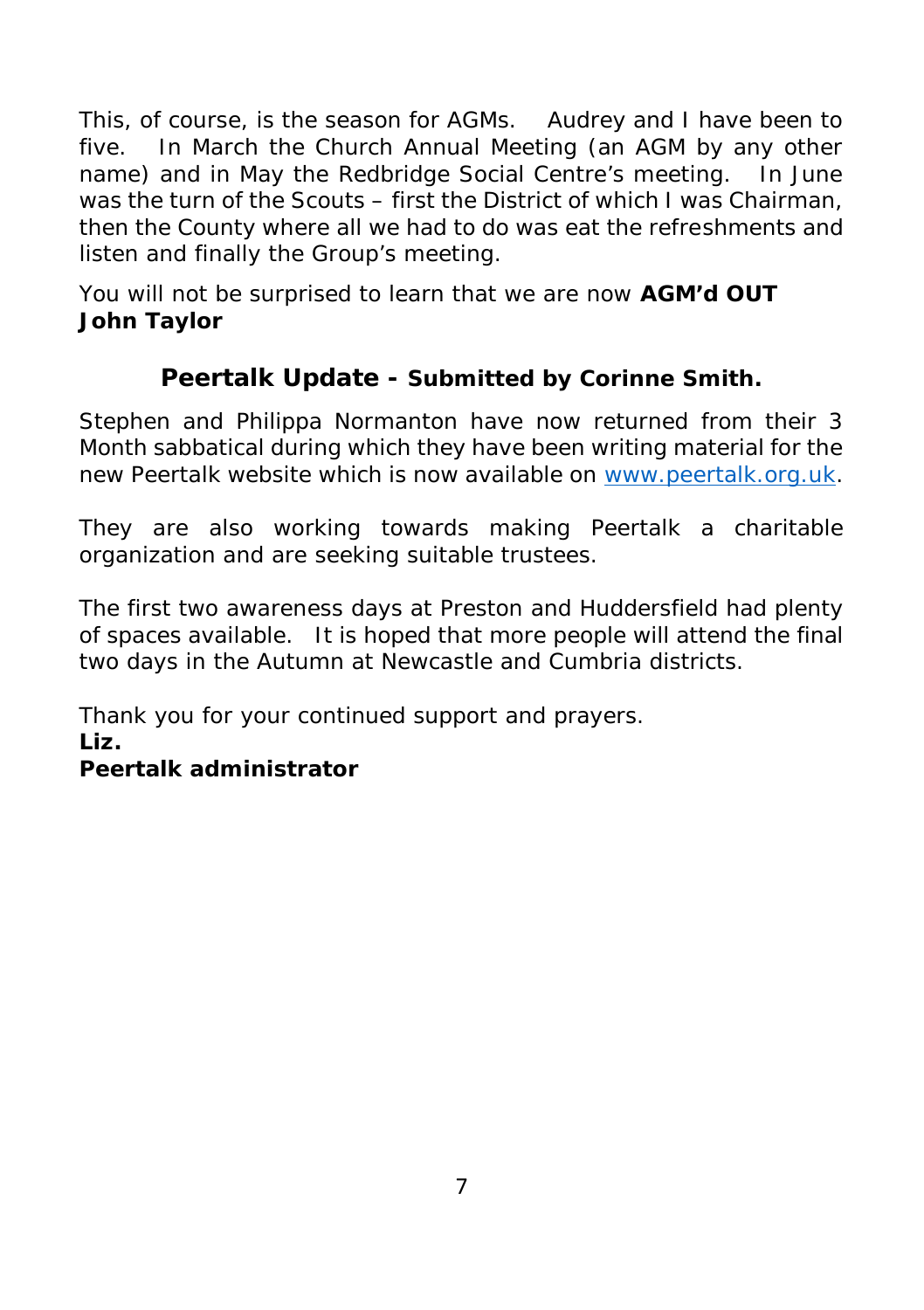This, of course, is the season for AGMs. Audrey and I have been to five. In March the Church Annual Meeting (an AGM by any other name) and in May the Redbridge Social Centre's meeting. In June was the turn of the Scouts – first the District of which I was Chairman, then the County where all we had to do was eat the refreshments and listen and finally the Group's meeting.

You will not be surprised to learn that we are now **AGM'd OUT**
**John Taylor**

## Peertalk Update - Submitted by Corinne Smith.

Stephen and Philippa Normanton have now returned from their 3 Month sabbatical during which they have been writing material for the new Peertalk website which is now available on [www.peertalk.org.uk](http://www.peertalk.org.uk).

They are also working towards making Peertalk a charitable organization and are seeking suitable trustees.

The first two awareness days at Preston and Huddersfield had plenty of spaces available. It is hoped that more people will attend the final two days in the Autumn at Newcastle and Cumbria districts.

Thank you for your continued support and prayers.
**Liz.**
**Peertalk administrator**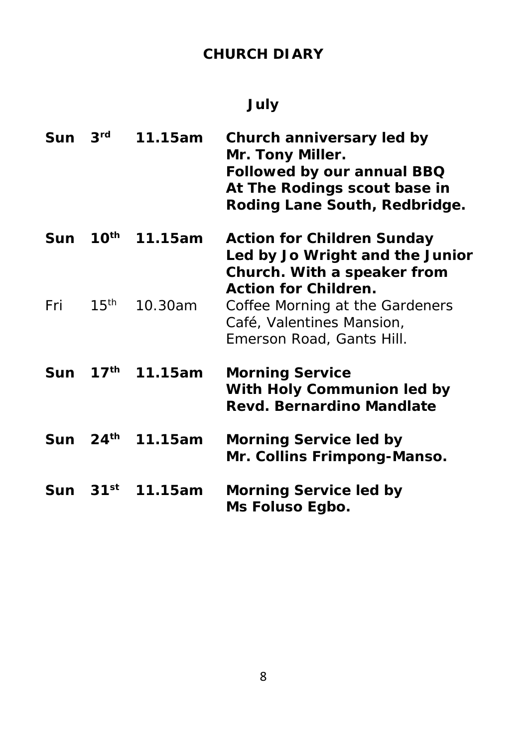# CHURCH DIARY

## July

| | | | |
|---|---|---|---|
| **Sun** | **3rd** | **11.15am** | **Church anniversary led by Mr. Tony Miller. Followed by our annual BBQ At The Rodings scout base in Roding Lane South, Redbridge.** |
| **Sun** | **10th** | **11.15am** | **Action for Children Sunday Led by Jo Wright and the Junior Church. With a speaker from Action for Children.** |
| Fri | 15th | 10.30am | Coffee Morning at the Gardeners Café, Valentines Mansion, Emerson Road, Gants Hill. |
| **Sun** | **17th** | **11.15am** | **Morning Service With Holy Communion led by Revd. Bernardino Mandlate** |
| **Sun** | **24th** | **11.15am** | **Morning Service led by Mr. Collins Frimpong-Manso.** |
| **Sun** | **31st** | **11.15am** | **Morning Service led by Ms Foluso Egbo.** |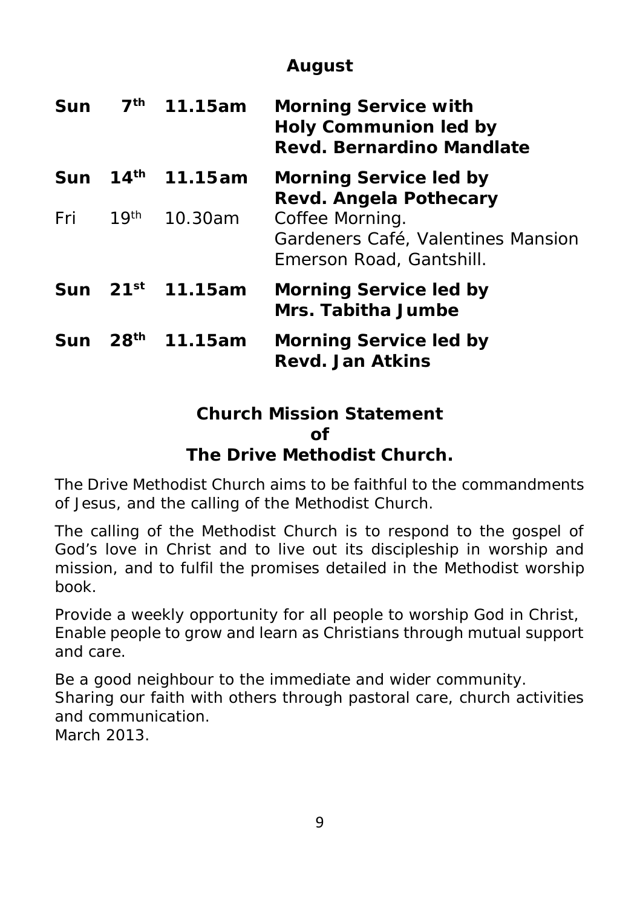## August

| | | | |
|---|---|---|---|
| **Sun** | **7th** | **11.15am** | **Morning Service with Holy Communion led by Revd. Bernardino Mandlate** |
| **Sun** | **14th** | **11.15am** | **Morning Service led by Revd. Angela Pothecary** |
| Fri | 19th | 10.30am | Coffee Morning. Gardeners Café, Valentines Mansion Emerson Road, Gantshill. |
| **Sun** | **21st** | **11.15am** | **Morning Service led by Mrs. Tabitha Jumbe** |
| **Sun** | **28th** | **11.15am** | **Morning Service led by Revd. Jan Atkins** |

## Church Mission Statement of The Drive Methodist Church.

The Drive Methodist Church aims to be faithful to the commandments of Jesus, and the calling of the Methodist Church.

The calling of the Methodist Church is to respond to the gospel of God's love in Christ and to live out its discipleship in worship and mission, and to fulfil the promises detailed in the Methodist worship book.

Provide a weekly opportunity for all people to worship God in Christ,
Enable people to grow and learn as Christians through mutual support and care.

Be a good neighbour to the immediate and wider community.
Sharing our faith with others through pastoral care, church activities and communication.
March 2013.